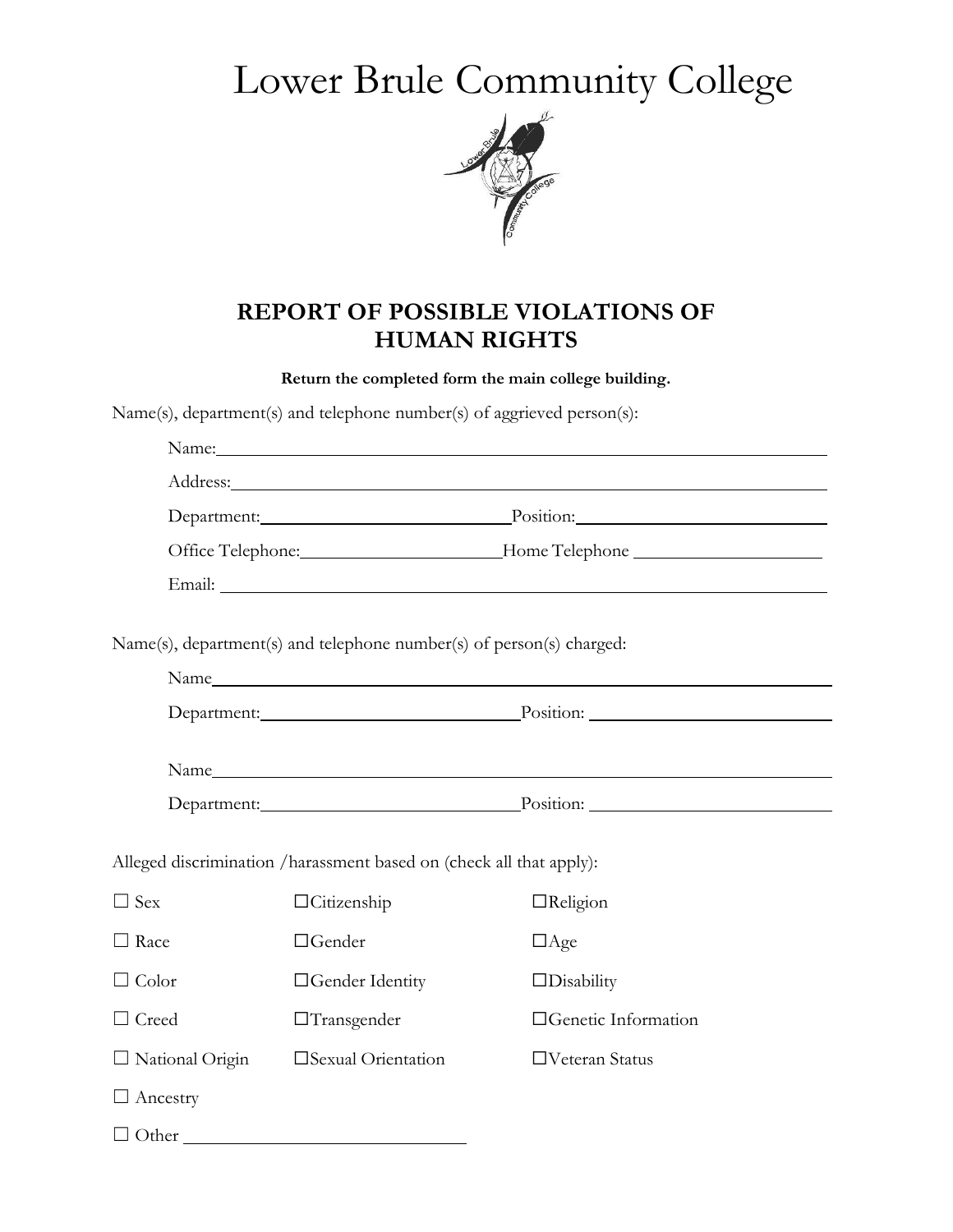# Lower Brule Community College

## REPORT OF POSSIBLE VIOLATIONS OF HUMAN RIGHTS

**Return the completed form the main college building.**

Name(s), department(s) and telephone number(s) of aggrieved person(s):

Name: ______________________________

Address: ______________________________

Department: ______________ Position: ______________

Office Telephone: ______________ Home Telephone ______________

Email: ______________________________

Name(s), department(s) and telephone number(s) of person(s) charged:

Name ______________________________

Department: ______________ Position: ______________

Name ______________________________

Department: ______________ Position: ______________

Alleged discrimination /harassment based on (check all that apply):

| | | |
|---|---|---|
| ☐ Sex | ☐Citizenship | ☐Religion |
| ☐ Race | ☐Gender | ☐Age |
| ☐ Color | ☐Gender Identity | ☐Disability |
| ☐ Creed | ☐Transgender | ☐Genetic Information |
| ☐ National Origin | ☐Sexual Orientation | ☐Veteran Status |
| ☐ Ancestry | | |

☐ Other ______________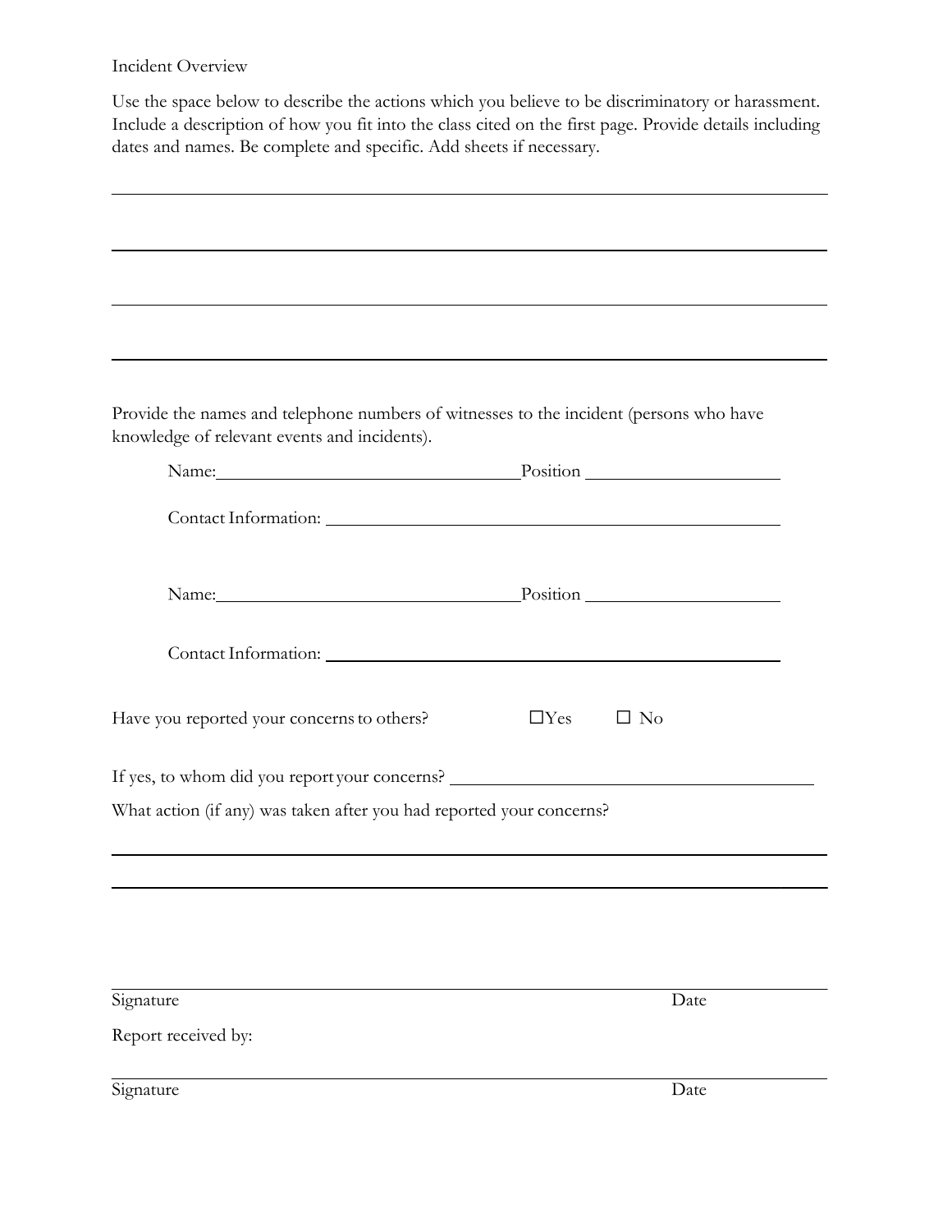Incident Overview

Use the space below to describe the actions which you believe to be discriminatory or harassment. Include a description of how you fit into the class cited on the first page. Provide details including dates and names. Be complete and specific. Add sheets if necessary.

______________________________________________________________________________

______________________________________________________________________________

______________________________________________________________________________

______________________________________________________________________________

Provide the names and telephone numbers of witnesses to the incident (persons who have knowledge of relevant events and incidents).

Name: ______________________________ Position ____________________

Contact Information: ______________________________________________

Name: ______________________________ Position ____________________

Contact Information: ______________________________________________

Have you reported your concerns to others? ☐Yes ☐ No

If yes, to whom did you report your concerns? ______________________________________

What action (if any) was taken after you had reported your concerns?

______________________________________________________________________________

______________________________________________________________________________

______________________________________________________________________________

Signature Date

Report received by:

______________________________________________________________________________

Signature Date